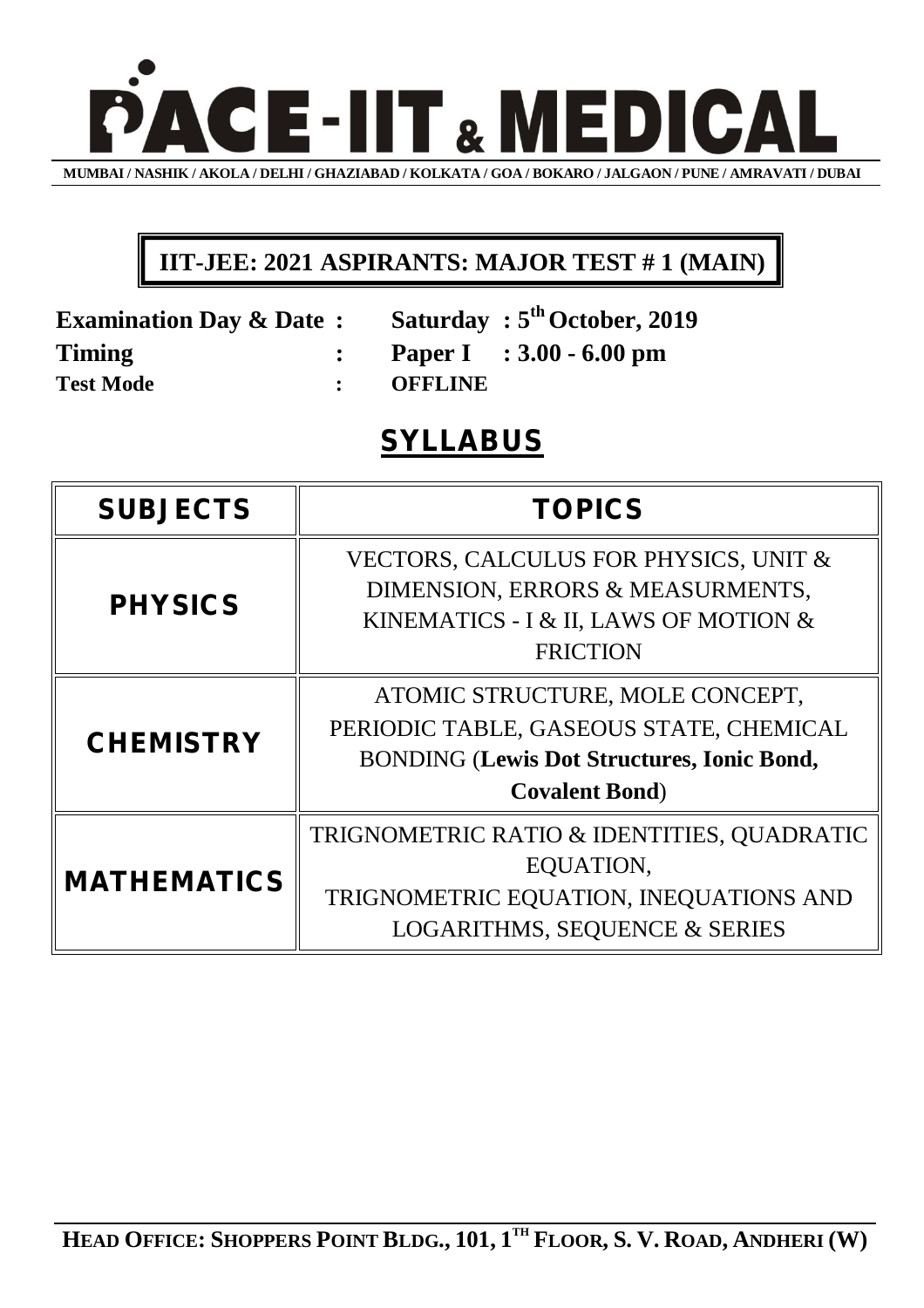# PACE-IIT & MEDICAL

**MUMBAI / NASHIK / AKOLA / DELHI / GHAZIABAD / KOLKATA / GOA / BOKARO / JALGAON / PUNE / AMRAVATI / DUBAI**

## IIT-JEE: 2021 ASPIRANTS: MAJOR TEST # 1 (MAIN)

**Examination Day & Date :** **Saturday : 5th October, 2019**

**Timing :** **Paper I : 3.00 - 6.00 pm**

**Test Mode :** **OFFLINE**

## SYLLABUS

| SUBJECTS | TOPICS |
| --- | --- |
| **PHYSICS** | VECTORS, CALCULUS FOR PHYSICS, UNIT & DIMENSION, ERRORS & MEASURMENTS, KINEMATICS - I & II, LAWS OF MOTION & FRICTION |
| **CHEMISTRY** | ATOMIC STRUCTURE, MOLE CONCEPT, PERIODIC TABLE, GASEOUS STATE, CHEMICAL BONDING (**Lewis Dot Structures, Ionic Bond, Covalent Bond**) |
| **MATHEMATICS** | TRIGNOMETRIC RATIO & IDENTITIES, QUADRATIC EQUATION, TRIGNOMETRIC EQUATION, INEQUATIONS AND LOGARITHMS, SEQUENCE & SERIES |

**HEAD OFFICE: SHOPPERS POINT BLDG., 101, 1TH FLOOR, S. V. ROAD, ANDHERI (W)**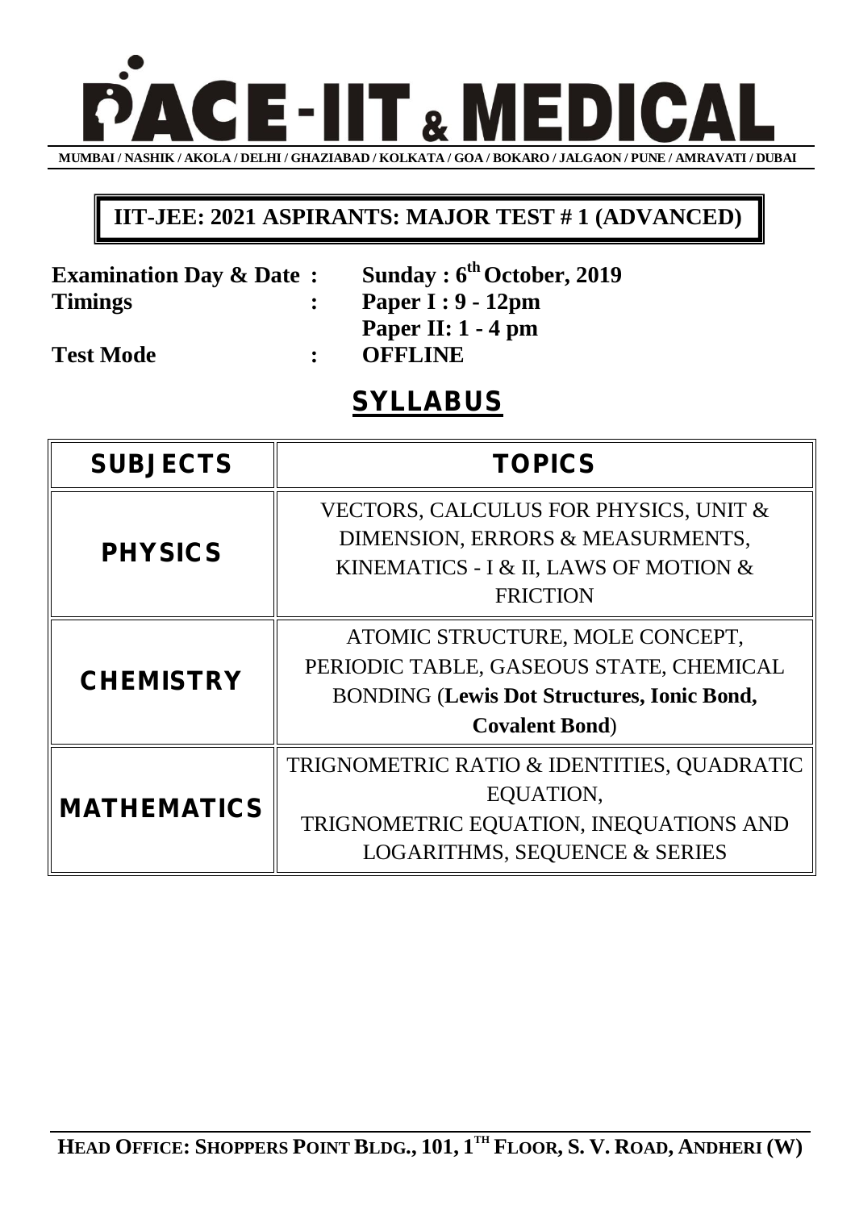# PACE-IIT & MEDICAL

MUMBAI / NASHIK / AKOLA / DELHI / GHAZIABAD / KOLKATA / GOA / BOKARO / JALGAON / PUNE / AMRAVATI / DUBAI

## IIT-JEE: 2021 ASPIRANTS: MAJOR TEST # 1 (ADVANCED)

**Examination Day & Date :** **Sunday : 6th October, 2019**
**Timings :** **Paper I : 9 - 12pm**
**Paper II: 1 - 4 pm**
**Test Mode :** **OFFLINE**

## SYLLABUS

| SUBJECTS | TOPICS |
|---|---|
| **PHYSICS** | VECTORS, CALCULUS FOR PHYSICS, UNIT & DIMENSION, ERRORS & MEASURMENTS, KINEMATICS - I & II, LAWS OF MOTION & FRICTION |
| **CHEMISTRY** | ATOMIC STRUCTURE, MOLE CONCEPT, PERIODIC TABLE, GASEOUS STATE, CHEMICAL BONDING (**Lewis Dot Structures, Ionic Bond, Covalent Bond**) |
| **MATHEMATICS** | TRIGNOMETRIC RATIO & IDENTITIES, QUADRATIC EQUATION, TRIGNOMETRIC EQUATION, INEQUATIONS AND LOGARITHMS, SEQUENCE & SERIES |

**HEAD OFFICE: SHOPPERS POINT BLDG., 101, 1TH FLOOR, S. V. ROAD, ANDHERI (W)**